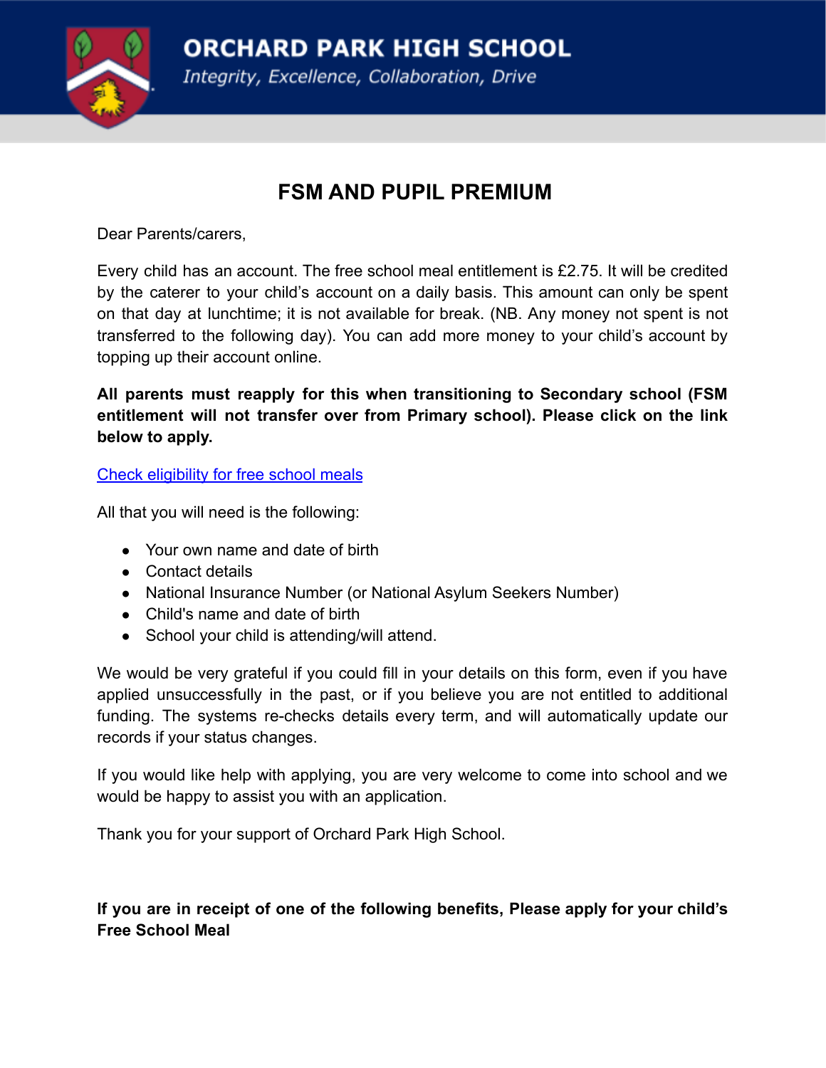# ORCHARD PARK HIGH SCHOOL

*Integrity, Excellence, Collaboration, Drive*

## FSM AND PUPIL PREMIUM

Dear Parents/carers,

Every child has an account. The free school meal entitlement is £2.75. It will be credited by the caterer to your child's account on a daily basis. This amount can only be spent on that day at lunchtime; it is not available for break. (NB. Any money not spent is not transferred to the following day). You can add more money to your child's account by topping up their account online.

**All parents must reapply for this when transitioning to Secondary school (FSM entitlement will not transfer over from Primary school). Please click on the link below to apply.**

Check eligibility for free school meals

All that you will need is the following:

- Your own name and date of birth
- Contact details
- National Insurance Number (or National Asylum Seekers Number)
- Child's name and date of birth
- School your child is attending/will attend.

We would be very grateful if you could fill in your details on this form, even if you have applied unsuccessfully in the past, or if you believe you are not entitled to additional funding. The systems re-checks details every term, and will automatically update our records if your status changes.

If you would like help with applying, you are very welcome to come into school and we would be happy to assist you with an application.

Thank you for your support of Orchard Park High School.

**If you are in receipt of one of the following benefits, Please apply for your child's Free School Meal**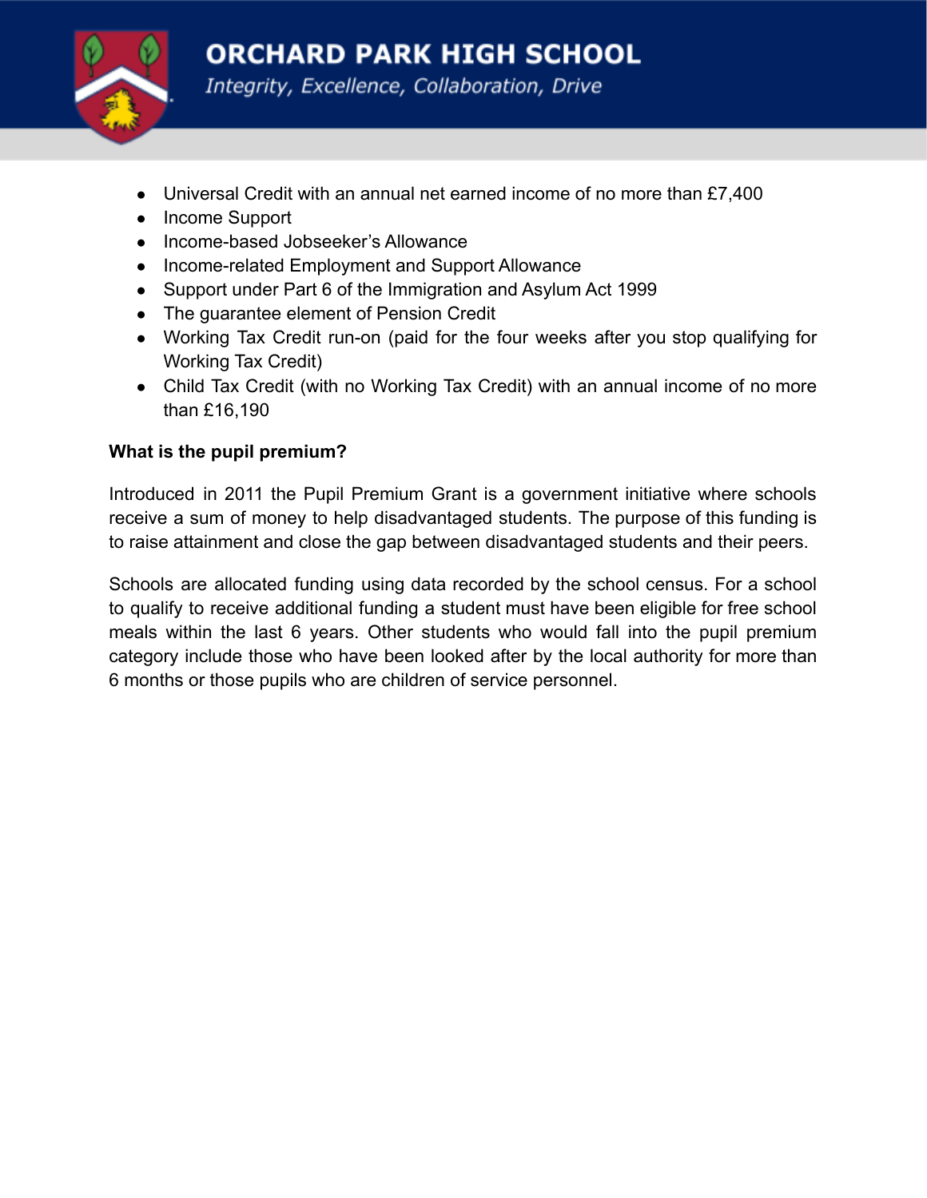- Universal Credit with an annual net earned income of no more than £7,400
- Income Support
- Income-based Jobseeker's Allowance
- Income-related Employment and Support Allowance
- Support under Part 6 of the Immigration and Asylum Act 1999
- The guarantee element of Pension Credit
- Working Tax Credit run-on (paid for the four weeks after you stop qualifying for Working Tax Credit)
- Child Tax Credit (with no Working Tax Credit) with an annual income of no more than £16,190

**What is the pupil premium?**

Introduced in 2011 the Pupil Premium Grant is a government initiative where schools receive a sum of money to help disadvantaged students. The purpose of this funding is to raise attainment and close the gap between disadvantaged students and their peers.

Schools are allocated funding using data recorded by the school census. For a school to qualify to receive additional funding a student must have been eligible for free school meals within the last 6 years. Other students who would fall into the pupil premium category include those who have been looked after by the local authority for more than 6 months or those pupils who are children of service personnel.